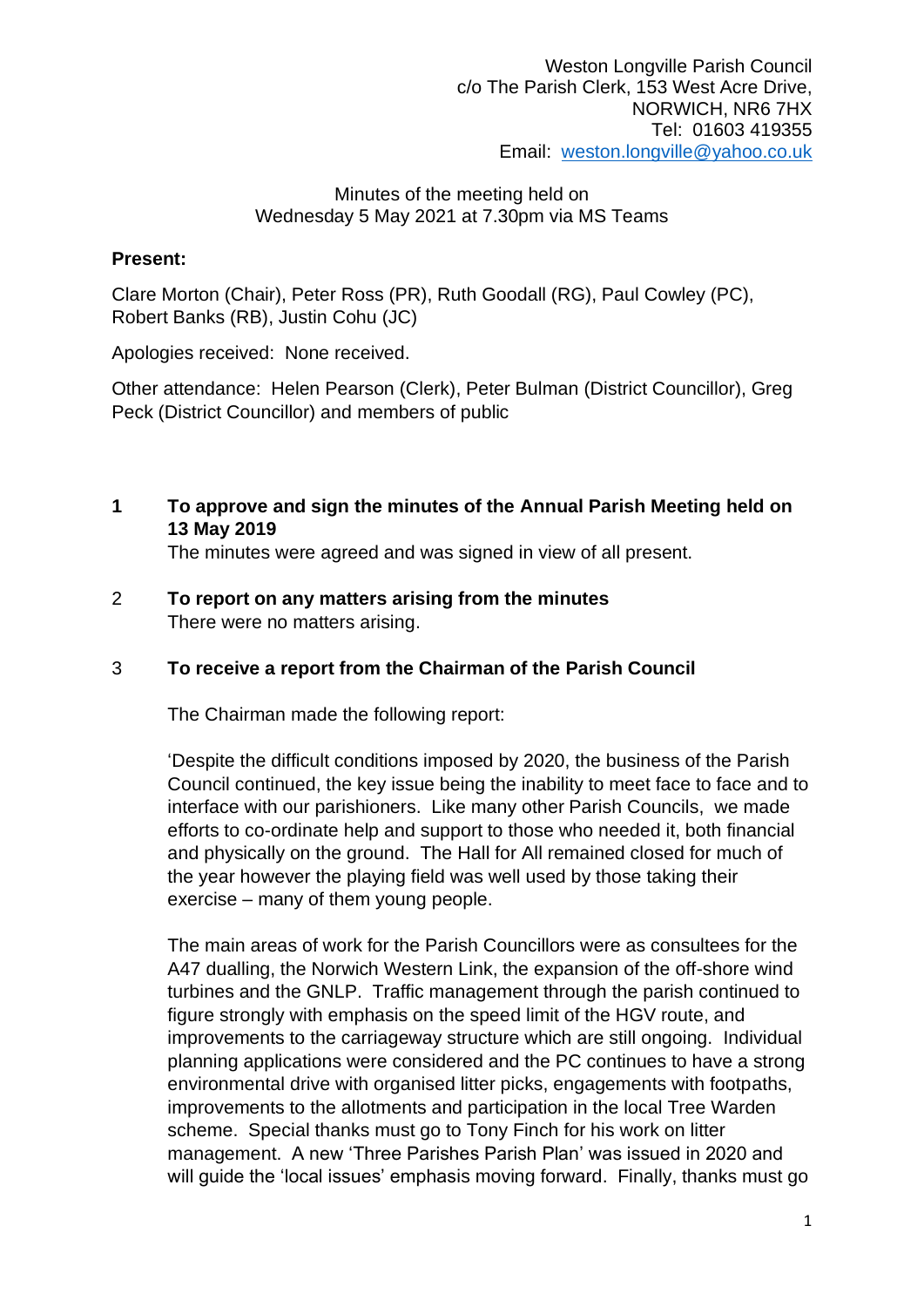Weston Longville Parish Council
c/o The Parish Clerk, 153 West Acre Drive,
NORWICH, NR6 7HX
Tel: 01603 419355
Email: weston.longville@yahoo.co.uk

Minutes of the meeting held on
Wednesday 5 May 2021 at 7.30pm via MS Teams

**Present:**

Clare Morton (Chair), Peter Ross (PR), Ruth Goodall (RG), Paul Cowley (PC), Robert Banks (RB), Justin Cohu (JC)

Apologies received: None received.

Other attendance: Helen Pearson (Clerk), Peter Bulman (District Councillor), Greg Peck (District Councillor) and members of public

**1 To approve and sign the minutes of the Annual Parish Meeting held on 13 May 2019**

The minutes were agreed and was signed in view of all present.

2 **To report on any matters arising from the minutes**

There were no matters arising.

3 **To receive a report from the Chairman of the Parish Council**

The Chairman made the following report:

'Despite the difficult conditions imposed by 2020, the business of the Parish Council continued, the key issue being the inability to meet face to face and to interface with our parishioners. Like many other Parish Councils, we made efforts to co-ordinate help and support to those who needed it, both financial and physically on the ground. The Hall for All remained closed for much of the year however the playing field was well used by those taking their exercise – many of them young people.

The main areas of work for the Parish Councillors were as consultees for the A47 dualling, the Norwich Western Link, the expansion of the off-shore wind turbines and the GNLP. Traffic management through the parish continued to figure strongly with emphasis on the speed limit of the HGV route, and improvements to the carriageway structure which are still ongoing. Individual planning applications were considered and the PC continues to have a strong environmental drive with organised litter picks, engagements with footpaths, improvements to the allotments and participation in the local Tree Warden scheme. Special thanks must go to Tony Finch for his work on litter management. A new 'Three Parishes Parish Plan' was issued in 2020 and will guide the 'local issues' emphasis moving forward. Finally, thanks must go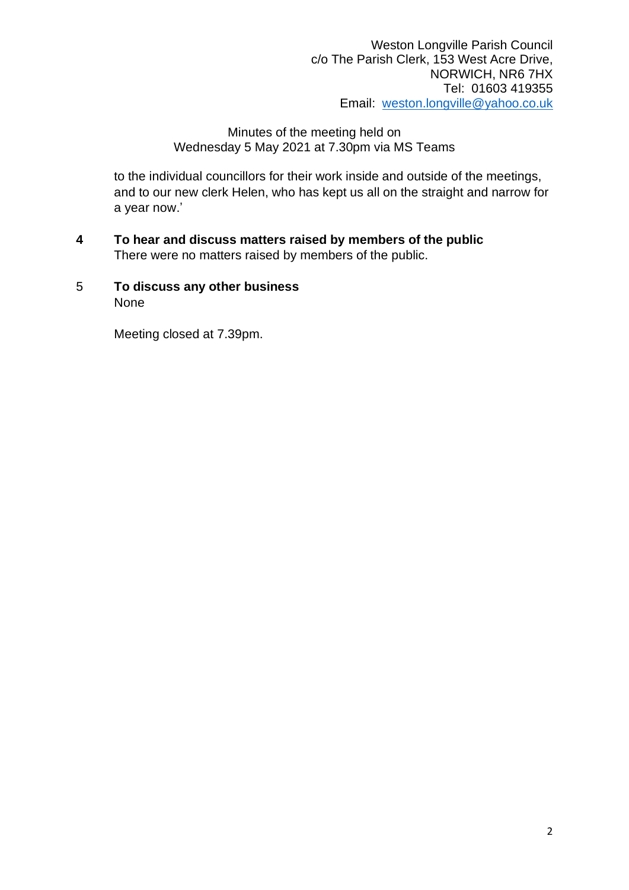Weston Longville Parish Council
c/o The Parish Clerk, 153 West Acre Drive,
NORWICH, NR6 7HX
Tel: 01603 419355
Email: weston.longville@yahoo.co.uk

Minutes of the meeting held on
Wednesday 5 May 2021 at 7.30pm via MS Teams

to the individual councillors for their work inside and outside of the meetings, and to our new clerk Helen, who has kept us all on the straight and narrow for a year now.'

**4 To hear and discuss matters raised by members of the public**

There were no matters raised by members of the public.

5 **To discuss any other business**

None

Meeting closed at 7.39pm.